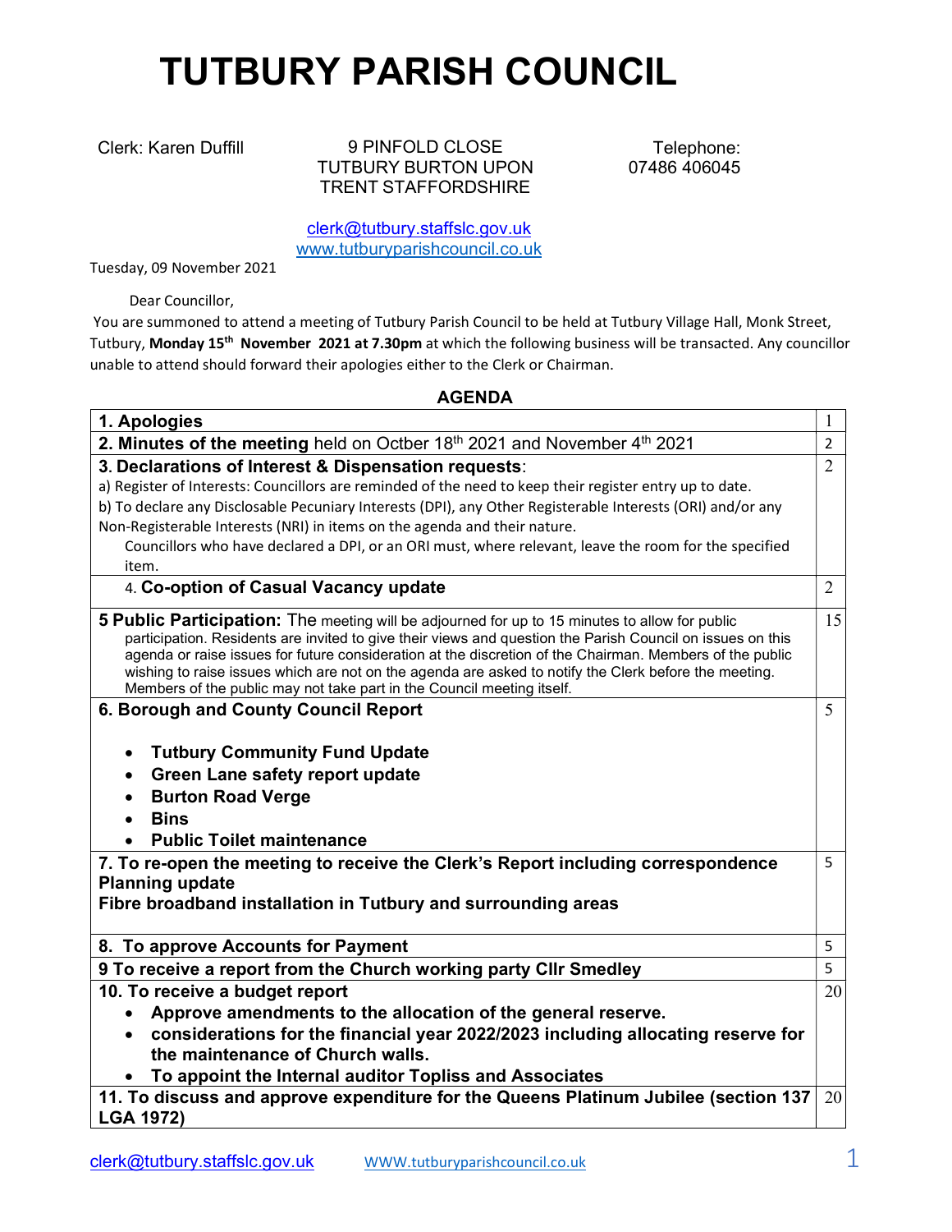# TUTBURY PARISH COUNCIL

Clerk: Karen Duffill

9 PINFOLD CLOSE
TUTBURY BURTON UPON TRENT STAFFORDSHIRE

Telephone:
07486 406045

clerk@tutbury.staffslc.gov.uk
www.tutburyparishcouncil.co.uk

Tuesday, 09 November 2021

Dear Councillor,

You are summoned to attend a meeting of Tutbury Parish Council to be held at Tutbury Village Hall, Monk Street, Tutbury, **Monday 15th November 2021 at 7.30pm** at which the following business will be transacted. Any councillor unable to attend should forward their apologies either to the Clerk or Chairman.

## AGENDA

| | |
|---|---|
| **1. Apologies** | 1 |
| **2. Minutes of the meeting** held on Octber 18th 2021 and November 4th 2021 | 2 |
| **3. Declarations of Interest & Dispensation requests**:<br>a) Register of Interests: Councillors are reminded of the need to keep their register entry up to date.<br>b) To declare any Disclosable Pecuniary Interests (DPI), any Other Registerable Interests (ORI) and/or any Non-Registerable Interests (NRI) in items on the agenda and their nature.<br>Councillors who have declared a DPI, or an ORI must, where relevant, leave the room for the specified item. | 2 |
| 4. **Co-option of Casual Vacancy update** | 2 |
| **5 Public Participation:** The meeting will be adjourned for up to 15 minutes to allow for public participation. Residents are invited to give their views and question the Parish Council on issues on this agenda or raise issues for future consideration at the discretion of the Chairman. Members of the public wishing to raise issues which are not on the agenda are asked to notify the Clerk before the meeting. Members of the public may not take part in the Council meeting itself. | 15 |
| **6. Borough and County Council Report**<br>• **Tutbury Community Fund Update**<br>• **Green Lane safety report update**<br>• **Burton Road Verge**<br>• **Bins**<br>• **Public Toilet maintenance** | 5 |
| **7. To re-open the meeting to receive the Clerk's Report including correspondence**<br>**Planning update**<br>**Fibre broadband installation in Tutbury and surrounding areas** | 5 |
| **8. To approve Accounts for Payment** | 5 |
| **9 To receive a report from the Church working party Cllr Smedley** | 5 |
| **10. To receive a budget report**<br>• **Approve amendments to the allocation of the general reserve.**<br>• **considerations for the financial year 2022/2023 including allocating reserve for the maintenance of Church walls.**<br>• **To appoint the Internal auditor Topliss and Associates** | 20 |
| **11. To discuss and approve expenditure for the Queens Platinum Jubilee (section 137 LGA 1972)** | 20 |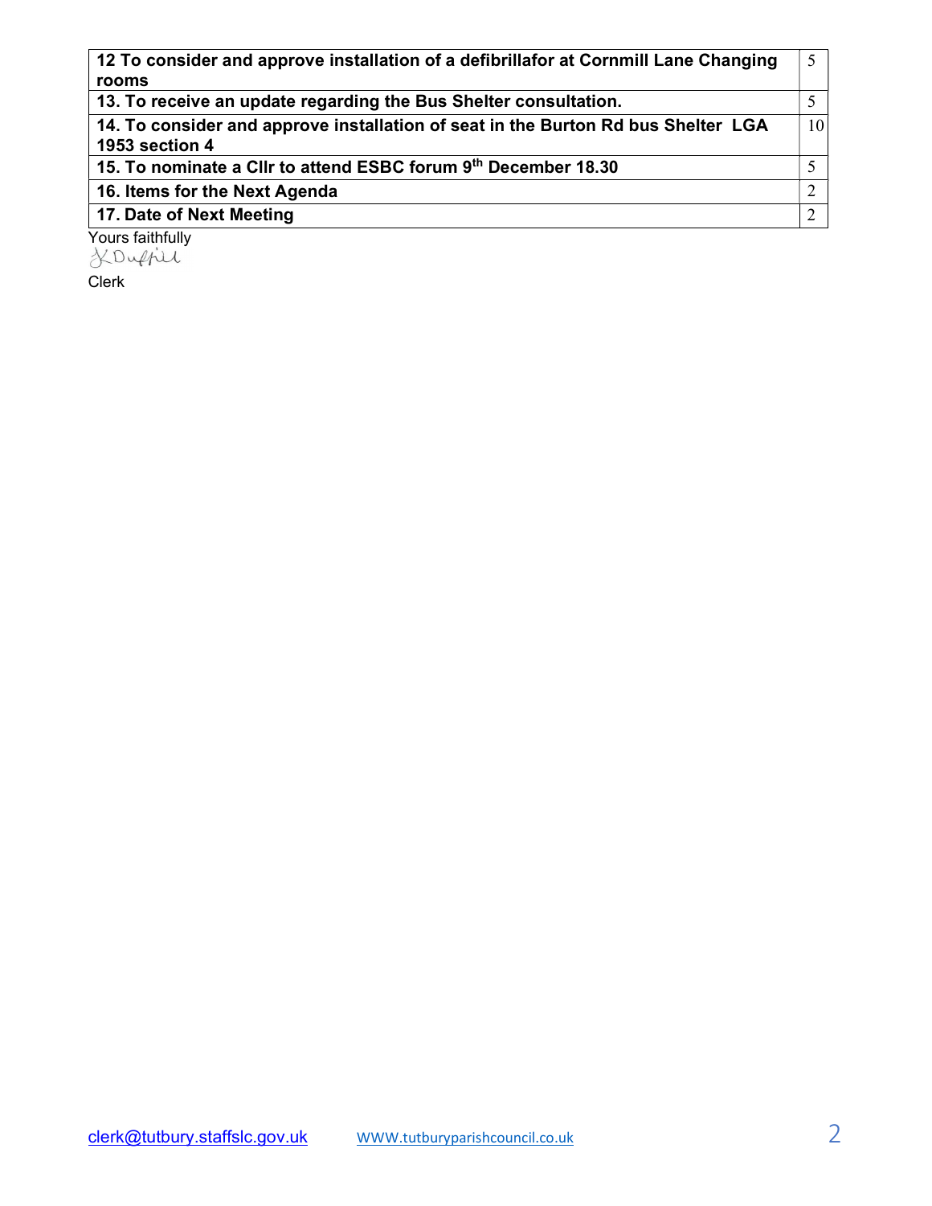| | |
|---|---|
| **12 To consider and approve installation of a defibrillafor at Cornmill Lane Changing rooms** | 5 |
| **13. To receive an update regarding the Bus Shelter consultation.** | 5 |
| **14. To consider and approve installation of seat in the Burton Rd bus Shelter LGA 1953 section 4** | 10 |
| **15. To nominate a Cllr to attend ESBC forum 9th December 18.30** | 5 |
| **16. Items for the Next Agenda** | 2 |
| **17. Date of Next Meeting** | 2 |

Yours faithfully

K Duffill

Clerk

clerk@tutbury.staffslc.gov.uk WWW.tutburyparishcouncil.co.uk